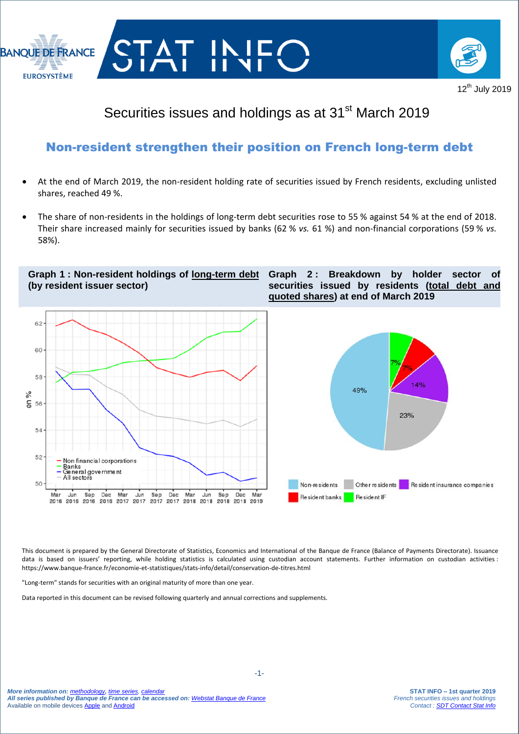12th July 2019

# Securities issues and holdings as at 31st March 2019

## Non-resident strengthen their position on French long-term debt

- At the end of March 2019, the non-resident holding rate of securities issued by French residents, excluding unlisted shares, reached 49 %.
- The share of non-residents in the holdings of long-term debt securities rose to 55 % against 54 % at the end of 2018. Their share increased mainly for securities issued by banks (62 % *vs.* 61 %) and non-financial corporations (59 % *vs.* 58%).

**Graph 1 : Non-resident holdings of long-term debt (by resident issuer sector)**

**Graph 2 : Breakdown by holder sector of securities issued by residents (total debt and quoted shares) at end of March 2019**

This document is prepared by the General Directorate of Statistics, Economics and International of the Banque de France (Balance of Payments Directorate). Issuance data is based on issuers' reporting, while holding statistics is calculated using custodian account statements. Further information on custodian activities : https://www.banque-france.fr/economie-et-statistiques/stats-info/detail/conservation-de-titres.html

"Long-term" stands for securities with an original maturity of more than one year.

Data reported in this document can be revised following quarterly and annual corrections and supplements.

*More information on: methodology, time series, calendar*
*All series published by Banque de France can be accessed on: Webstat Banque de France*
Available on mobile devices Apple and Android

**STAT INFO – 1st quarter 2019**
*French securities issues and holdings*
*Contact : SDT Contact Stat Info*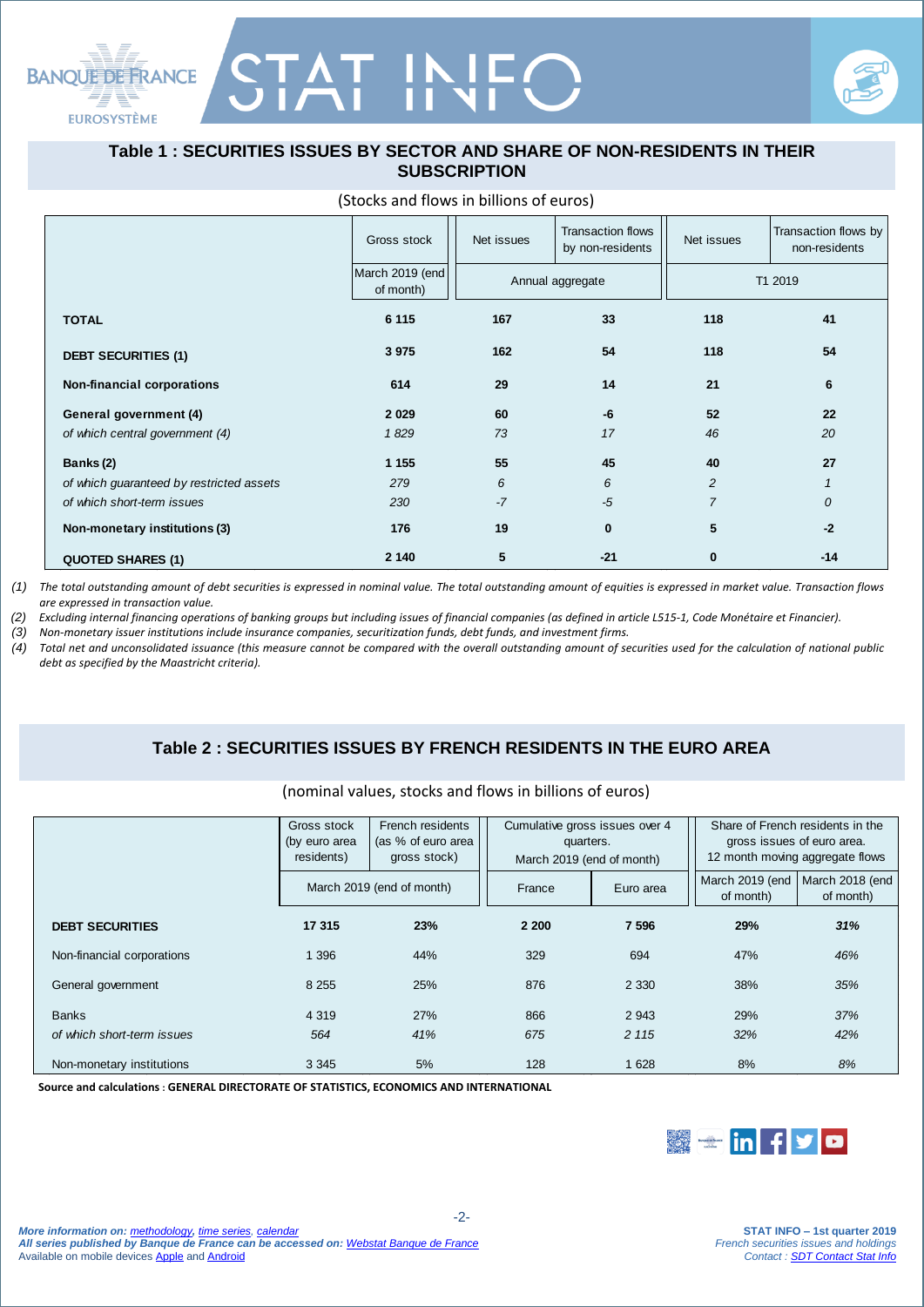## Table 1 : SECURITIES ISSUES BY SECTOR AND SHARE OF NON-RESIDENTS IN THEIR SUBSCRIPTION

(Stocks and flows in billions of euros)

| | Gross stock | Net issues | Transaction flows by non-residents | Net issues | Transaction flows by non-residents |
|---|---|---|---|---|---|
| | March 2019 (end of month) | Annual aggregate | | T1 2019 | |
| **TOTAL** | **6 115** | **167** | **33** | **118** | **41** |
| **DEBT SECURITIES (1)** | **3 975** | **162** | **54** | **118** | **54** |
| **Non-financial corporations** | **614** | **29** | **14** | **21** | **6** |
| **General government (4)** | **2 029** | **60** | **-6** | **52** | **22** |
| *of which central government (4)* | *1 829* | *73* | *17* | *46* | *20* |
| **Banks (2)** | **1 155** | **55** | **45** | **40** | **27** |
| *of which guaranteed by restricted assets* | *279* | *6* | *6* | *2* | *1* |
| *of which short-term issues* | *230* | *-7* | *-5* | *7* | *0* |
| **Non-monetary institutions (3)** | **176** | **19** | **0** | **5** | **-2** |
| **QUOTED SHARES (1)** | **2 140** | **5** | **-21** | **0** | **-14** |

*(1) The total outstanding amount of debt securities is expressed in nominal value. The total outstanding amount of equities is expressed in market value. Transaction flows are expressed in transaction value.*

*(2) Excluding internal financing operations of banking groups but including issues of financial companies (as defined in article L515-1, Code Monétaire et Financier).*

*(3) Non-monetary issuer institutions include insurance companies, securitization funds, debt funds, and investment firms.*

*(4) Total net and unconsolidated issuance (this measure cannot be compared with the overall outstanding amount of securities used for the calculation of national public debt as specified by the Maastricht criteria).*

## Table 2 : SECURITIES ISSUES BY FRENCH RESIDENTS IN THE EURO AREA

(nominal values, stocks and flows in billions of euros)

| | Gross stock (by euro area residents) | French residents (as % of euro area gross stock) | Cumulative gross issues over 4 quarters. March 2019 (end of month) | | Share of French residents in the gross issues of euro area. 12 month moving aggregate flows | |
|---|---|---|---|---|---|---|
| | March 2019 (end of month) | | France | Euro area | March 2019 (end of month) | March 2018 (end of month) |
| **DEBT SECURITIES** | **17 315** | **23%** | **2 200** | **7 596** | **29%** | ***31%*** |
| Non-financial corporations | 1 396 | 44% | 329 | 694 | 47% | *46%* |
| General government | 8 255 | 25% | 876 | 2 330 | 38% | *35%* |
| Banks | 4 319 | 27% | 866 | 2 943 | 29% | *37%* |
| *of which short-term issues* | *564* | *41%* | *675* | *2 115* | *32%* | *42%* |
| Non-monetary institutions | 3 345 | 5% | 128 | 1 628 | 8% | *8%* |

**Source and calculations : GENERAL DIRECTORATE OF STATISTICS, ECONOMICS AND INTERNATIONAL**

***More information on: methodology, time series, calendar***
***All series published by Banque de France can be accessed on: Webstat Banque de France***
Available on mobile devices Apple and Android

**STAT INFO – 1st quarter 2019**
*French securities issues and holdings*
*Contact : SDT Contact Stat Info*